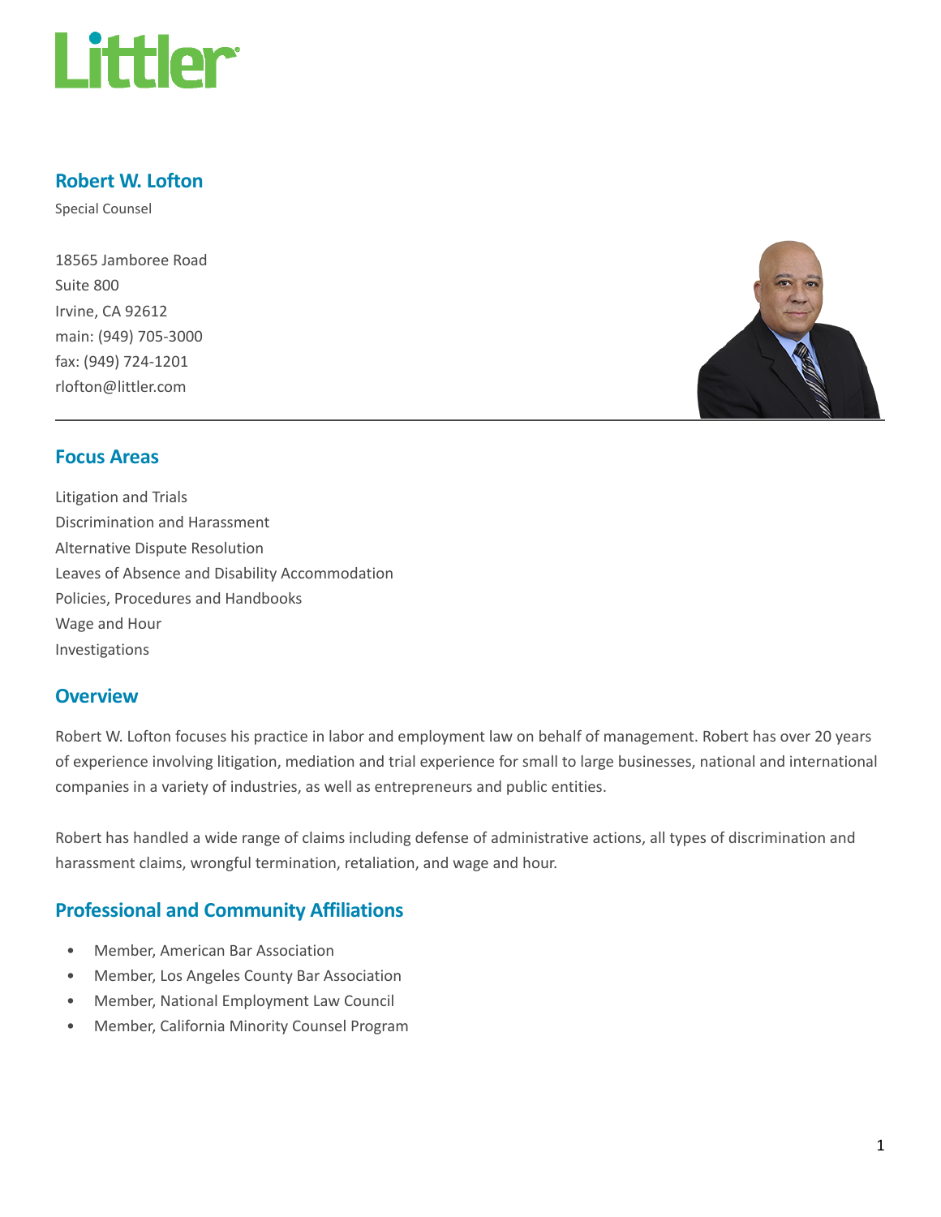# Robert W. Lofton

Special Counsel

18565 Jamboree Road
Suite 800
Irvine, CA 92612
main: (949) 705-3000
fax: (949) 724-1201
rlofton@littler.com

## Focus Areas

Litigation and Trials
Discrimination and Harassment
Alternative Dispute Resolution
Leaves of Absence and Disability Accommodation
Policies, Procedures and Handbooks
Wage and Hour
Investigations

## Overview

Robert W. Lofton focuses his practice in labor and employment law on behalf of management. Robert has over 20 years of experience involving litigation, mediation and trial experience for small to large businesses, national and international companies in a variety of industries, as well as entrepreneurs and public entities.

Robert has handled a wide range of claims including defense of administrative actions, all types of discrimination and harassment claims, wrongful termination, retaliation, and wage and hour.

## Professional and Community Affiliations

- Member, American Bar Association
- Member, Los Angeles County Bar Association
- Member, National Employment Law Council
- Member, California Minority Counsel Program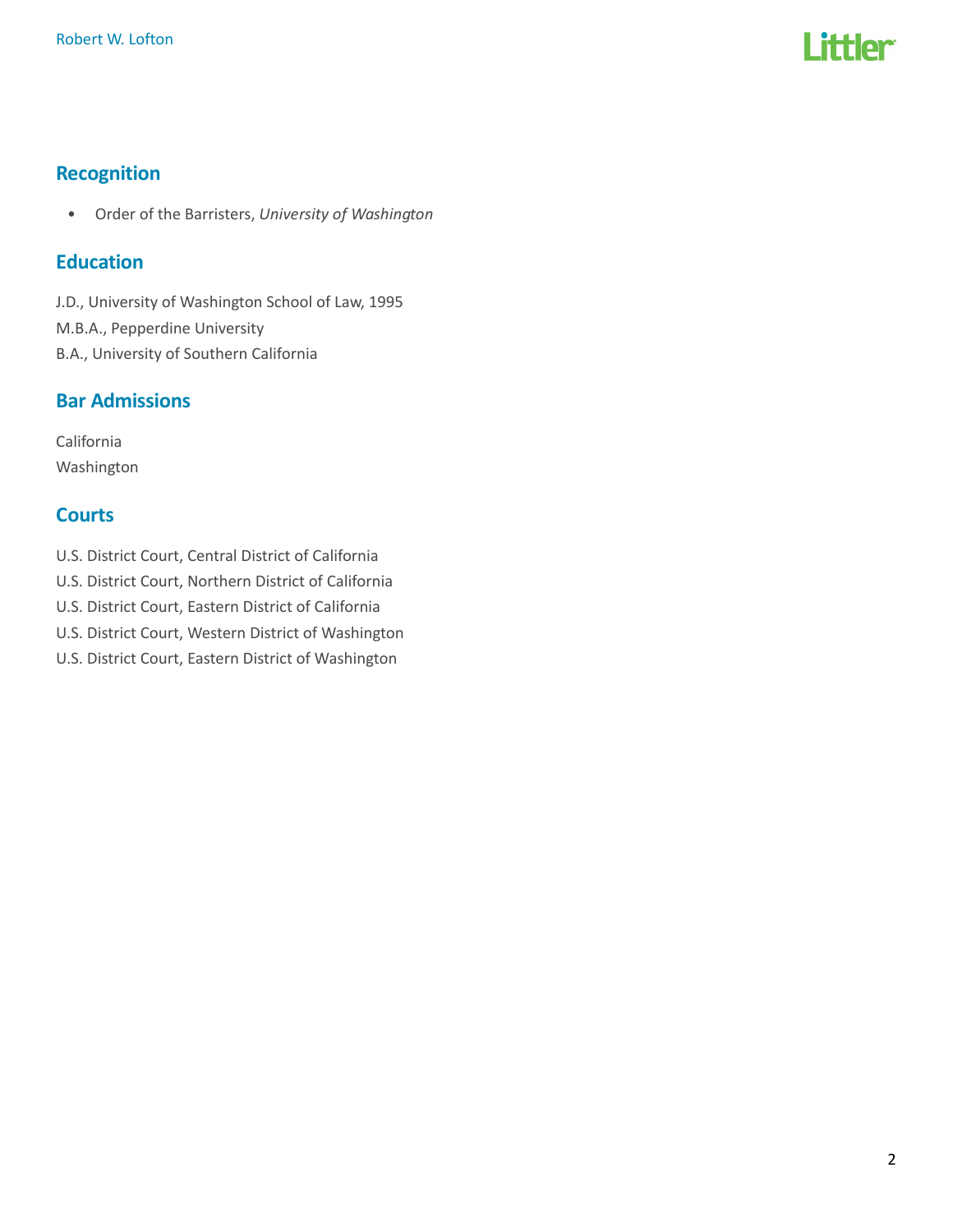## Recognition

- Order of the Barristers, *University of Washington*

## Education

J.D., University of Washington School of Law, 1995
M.B.A., Pepperdine University
B.A., University of Southern California

## Bar Admissions

California
Washington

## Courts

U.S. District Court, Central District of California
U.S. District Court, Northern District of California
U.S. District Court, Eastern District of California
U.S. District Court, Western District of Washington
U.S. District Court, Eastern District of Washington